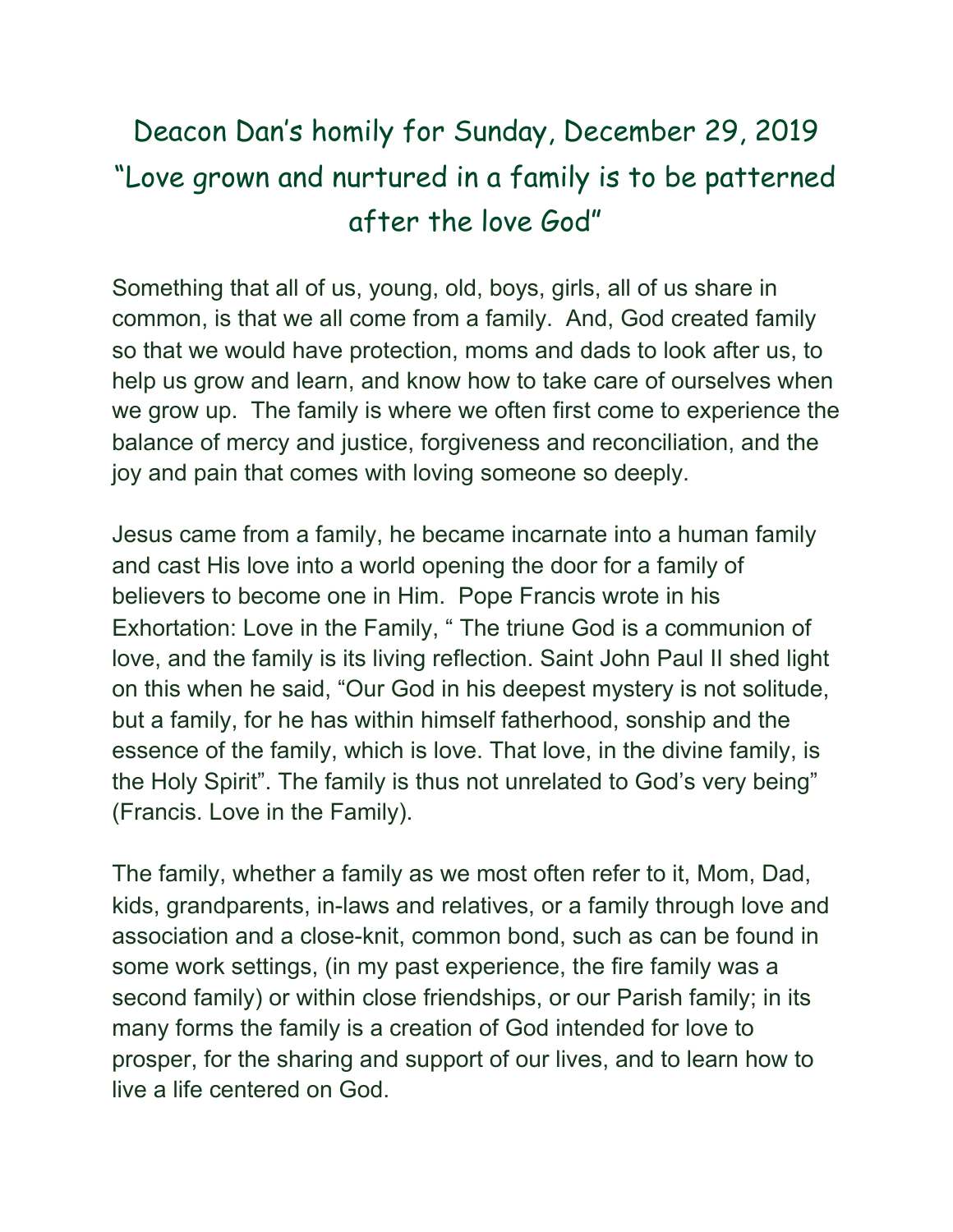# Deacon Dan's homily for Sunday, December 29, 2019
# "Love grown and nurtured in a family is to be patterned after the love God"

Something that all of us, young, old, boys, girls, all of us share in common, is that we all come from a family. And, God created family so that we would have protection, moms and dads to look after us, to help us grow and learn, and know how to take care of ourselves when we grow up. The family is where we often first come to experience the balance of mercy and justice, forgiveness and reconciliation, and the joy and pain that comes with loving someone so deeply.

Jesus came from a family, he became incarnate into a human family and cast His love into a world opening the door for a family of believers to become one in Him. Pope Francis wrote in his Exhortation: Love in the Family, " The triune God is a communion of love, and the family is its living reflection. Saint John Paul II shed light on this when he said, "Our God in his deepest mystery is not solitude, but a family, for he has within himself fatherhood, sonship and the essence of the family, which is love. That love, in the divine family, is the Holy Spirit". The family is thus not unrelated to God's very being" (Francis. Love in the Family).

The family, whether a family as we most often refer to it, Mom, Dad, kids, grandparents, in-laws and relatives, or a family through love and association and a close-knit, common bond, such as can be found in some work settings, (in my past experience, the fire family was a second family) or within close friendships, or our Parish family; in its many forms the family is a creation of God intended for love to prosper, for the sharing and support of our lives, and to learn how to live a life centered on God.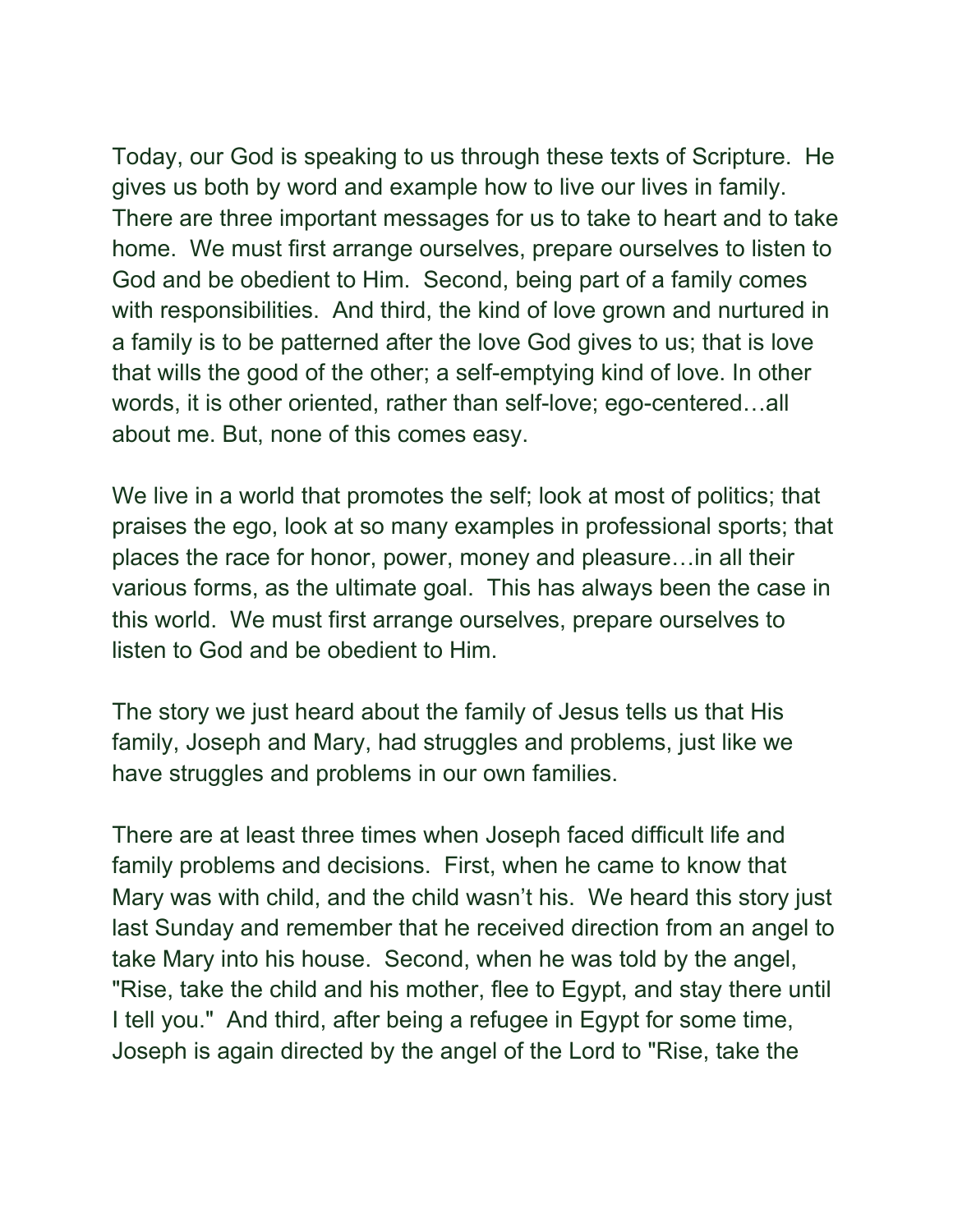Today, our God is speaking to us through these texts of Scripture. He gives us both by word and example how to live our lives in family. There are three important messages for us to take to heart and to take home. We must first arrange ourselves, prepare ourselves to listen to God and be obedient to Him. Second, being part of a family comes with responsibilities. And third, the kind of love grown and nurtured in a family is to be patterned after the love God gives to us; that is love that wills the good of the other; a self-emptying kind of love. In other words, it is other oriented, rather than self-love; ego-centered…all about me. But, none of this comes easy.

We live in a world that promotes the self; look at most of politics; that praises the ego, look at so many examples in professional sports; that places the race for honor, power, money and pleasure…in all their various forms, as the ultimate goal. This has always been the case in this world. We must first arrange ourselves, prepare ourselves to listen to God and be obedient to Him.

The story we just heard about the family of Jesus tells us that His family, Joseph and Mary, had struggles and problems, just like we have struggles and problems in our own families.

There are at least three times when Joseph faced difficult life and family problems and decisions. First, when he came to know that Mary was with child, and the child wasn't his. We heard this story just last Sunday and remember that he received direction from an angel to take Mary into his house. Second, when he was told by the angel, "Rise, take the child and his mother, flee to Egypt, and stay there until I tell you." And third, after being a refugee in Egypt for some time, Joseph is again directed by the angel of the Lord to "Rise, take the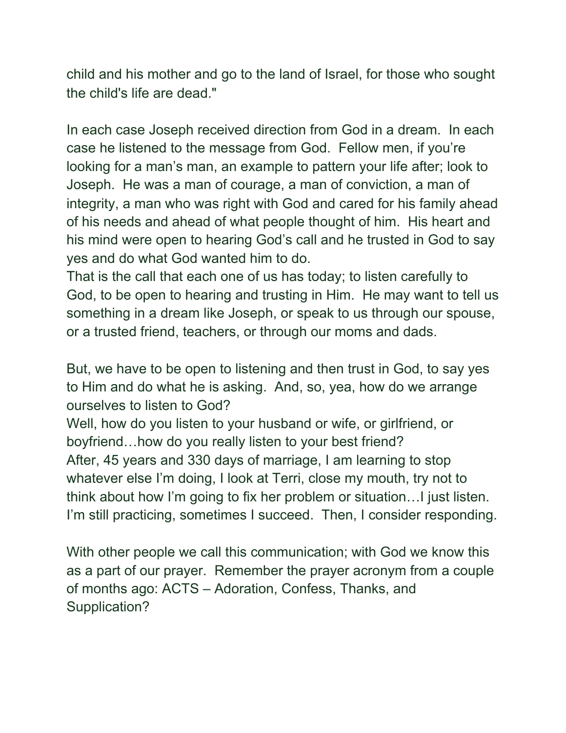child and his mother and go to the land of Israel, for those who sought the child's life are dead."

In each case Joseph received direction from God in a dream. In each case he listened to the message from God. Fellow men, if you're looking for a man's man, an example to pattern your life after; look to Joseph. He was a man of courage, a man of conviction, a man of integrity, a man who was right with God and cared for his family ahead of his needs and ahead of what people thought of him. His heart and his mind were open to hearing God's call and he trusted in God to say yes and do what God wanted him to do.

That is the call that each one of us has today; to listen carefully to God, to be open to hearing and trusting in Him. He may want to tell us something in a dream like Joseph, or speak to us through our spouse, or a trusted friend, teachers, or through our moms and dads.

But, we have to be open to listening and then trust in God, to say yes to Him and do what he is asking. And, so, yea, how do we arrange ourselves to listen to God?

Well, how do you listen to your husband or wife, or girlfriend, or boyfriend…how do you really listen to your best friend?

After, 45 years and 330 days of marriage, I am learning to stop whatever else I'm doing, I look at Terri, close my mouth, try not to think about how I'm going to fix her problem or situation…I just listen. I'm still practicing, sometimes I succeed. Then, I consider responding.

With other people we call this communication; with God we know this as a part of our prayer. Remember the prayer acronym from a couple of months ago: ACTS – Adoration, Confess, Thanks, and Supplication?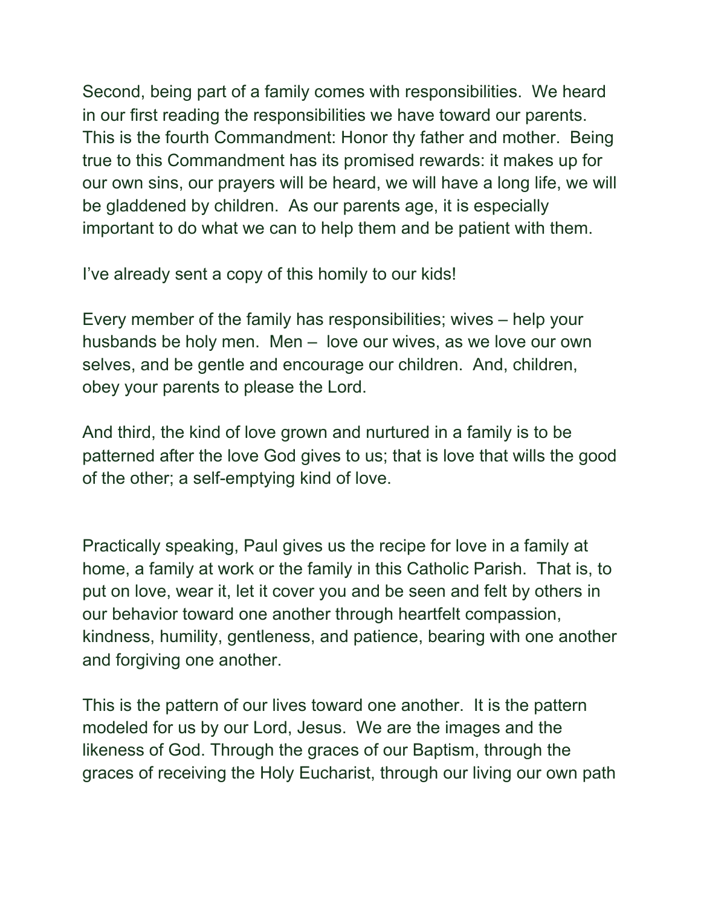Second, being part of a family comes with responsibilities. We heard in our first reading the responsibilities we have toward our parents. This is the fourth Commandment: Honor thy father and mother. Being true to this Commandment has its promised rewards: it makes up for our own sins, our prayers will be heard, we will have a long life, we will be gladdened by children. As our parents age, it is especially important to do what we can to help them and be patient with them.

I've already sent a copy of this homily to our kids!

Every member of the family has responsibilities; wives – help your husbands be holy men. Men – love our wives, as we love our own selves, and be gentle and encourage our children. And, children, obey your parents to please the Lord.

And third, the kind of love grown and nurtured in a family is to be patterned after the love God gives to us; that is love that wills the good of the other; a self-emptying kind of love.

Practically speaking, Paul gives us the recipe for love in a family at home, a family at work or the family in this Catholic Parish. That is, to put on love, wear it, let it cover you and be seen and felt by others in our behavior toward one another through heartfelt compassion, kindness, humility, gentleness, and patience, bearing with one another and forgiving one another.

This is the pattern of our lives toward one another. It is the pattern modeled for us by our Lord, Jesus. We are the images and the likeness of God. Through the graces of our Baptism, through the graces of receiving the Holy Eucharist, through our living our own path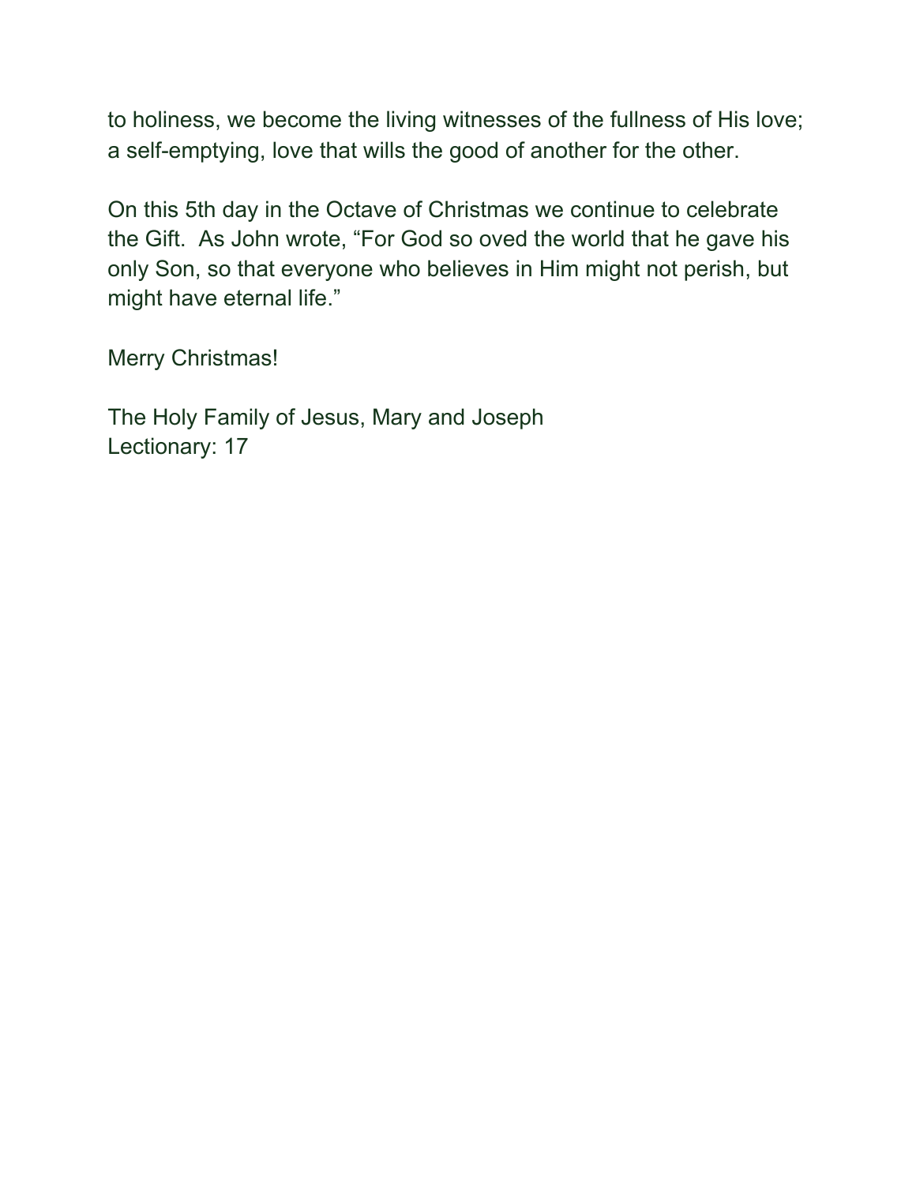to holiness, we become the living witnesses of the fullness of His love; a self-emptying, love that wills the good of another for the other.

On this 5th day in the Octave of Christmas we continue to celebrate the Gift. As John wrote, “For God so oved the world that he gave his only Son, so that everyone who believes in Him might not perish, but might have eternal life.”

Merry Christmas!

The Holy Family of Jesus, Mary and Joseph
Lectionary: 17